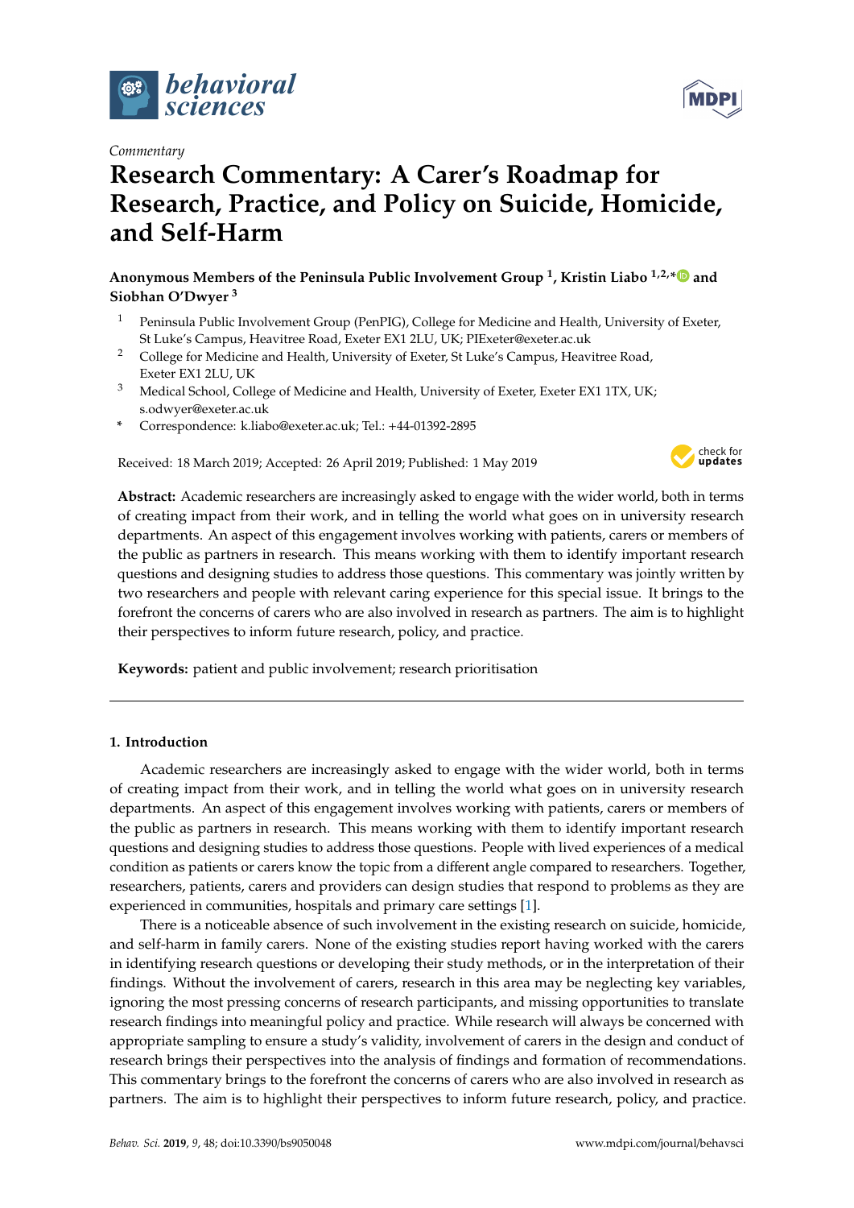*Commentary*

# Research Commentary: A Carer's Roadmap for Research, Practice, and Policy on Suicide, Homicide, and Self-Harm

**Anonymous Members of the Peninsula Public Involvement Group [1], Kristin Liabo [1,2,*] and Siobhan O'Dwyer [3]**

1 Peninsula Public Involvement Group (PenPIG), College for Medicine and Health, University of Exeter, St Luke's Campus, Heavitree Road, Exeter EX1 2LU, UK; PIExeter@exeter.ac.uk

2 College for Medicine and Health, University of Exeter, St Luke's Campus, Heavitree Road, Exeter EX1 2LU, UK

3 Medical School, College of Medicine and Health, University of Exeter, Exeter EX1 1TX, UK; s.odwyer@exeter.ac.uk

\* Correspondence: k.liabo@exeter.ac.uk; Tel.: +44-01392-2895

Received: 18 March 2019; Accepted: 26 April 2019; Published: 1 May 2019

**Abstract:** Academic researchers are increasingly asked to engage with the wider world, both in terms of creating impact from their work, and in telling the world what goes on in university research departments. An aspect of this engagement involves working with patients, carers or members of the public as partners in research. This means working with them to identify important research questions and designing studies to address those questions. This commentary was jointly written by two researchers and people with relevant caring experience for this special issue. It brings to the forefront the concerns of carers who are also involved in research as partners. The aim is to highlight their perspectives to inform future research, policy, and practice.

**Keywords:** patient and public involvement; research prioritisation

## 1. Introduction

Academic researchers are increasingly asked to engage with the wider world, both in terms of creating impact from their work, and in telling the world what goes on in university research departments. An aspect of this engagement involves working with patients, carers or members of the public as partners in research. This means working with them to identify important research questions and designing studies to address those questions. People with lived experiences of a medical condition as patients or carers know the topic from a different angle compared to researchers. Together, researchers, patients, carers and providers can design studies that respond to problems as they are experienced in communities, hospitals and primary care settings [1].

There is a noticeable absence of such involvement in the existing research on suicide, homicide, and self-harm in family carers. None of the existing studies report having worked with the carers in identifying research questions or developing their study methods, or in the interpretation of their findings. Without the involvement of carers, research in this area may be neglecting key variables, ignoring the most pressing concerns of research participants, and missing opportunities to translate research findings into meaningful policy and practice. While research will always be concerned with appropriate sampling to ensure a study's validity, involvement of carers in the design and conduct of research brings their perspectives into the analysis of findings and formation of recommendations. This commentary brings to the forefront the concerns of carers who are also involved in research as partners. The aim is to highlight their perspectives to inform future research, policy, and practice.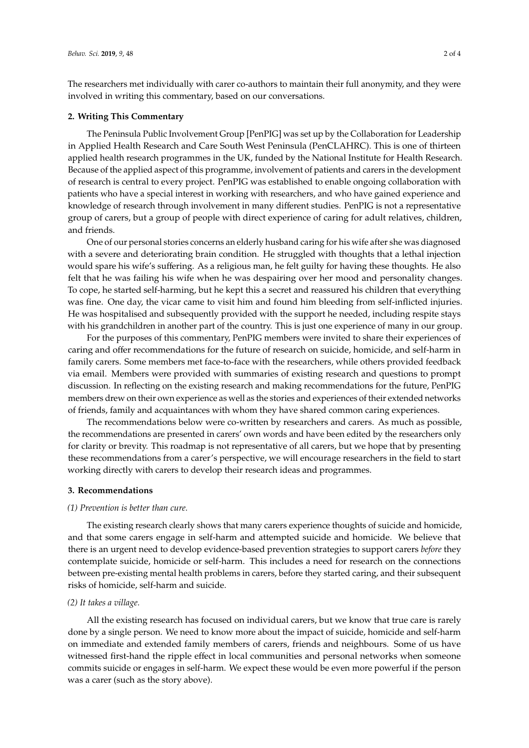The researchers met individually with carer co-authors to maintain their full anonymity, and they were involved in writing this commentary, based on our conversations.

## 2. Writing This Commentary

The Peninsula Public Involvement Group [PenPIG] was set up by the Collaboration for Leadership in Applied Health Research and Care South West Peninsula (PenCLAHRC). This is one of thirteen applied health research programmes in the UK, funded by the National Institute for Health Research. Because of the applied aspect of this programme, involvement of patients and carers in the development of research is central to every project. PenPIG was established to enable ongoing collaboration with patients who have a special interest in working with researchers, and who have gained experience and knowledge of research through involvement in many different studies. PenPIG is not a representative group of carers, but a group of people with direct experience of caring for adult relatives, children, and friends.

One of our personal stories concerns an elderly husband caring for his wife after she was diagnosed with a severe and deteriorating brain condition. He struggled with thoughts that a lethal injection would spare his wife's suffering. As a religious man, he felt guilty for having these thoughts. He also felt that he was failing his wife when he was despairing over her mood and personality changes. To cope, he started self-harming, but he kept this a secret and reassured his children that everything was fine. One day, the vicar came to visit him and found him bleeding from self-inflicted injuries. He was hospitalised and subsequently provided with the support he needed, including respite stays with his grandchildren in another part of the country. This is just one experience of many in our group.

For the purposes of this commentary, PenPIG members were invited to share their experiences of caring and offer recommendations for the future of research on suicide, homicide, and self-harm in family carers. Some members met face-to-face with the researchers, while others provided feedback via email. Members were provided with summaries of existing research and questions to prompt discussion. In reflecting on the existing research and making recommendations for the future, PenPIG members drew on their own experience as well as the stories and experiences of their extended networks of friends, family and acquaintances with whom they have shared common caring experiences.

The recommendations below were co-written by researchers and carers. As much as possible, the recommendations are presented in carers' own words and have been edited by the researchers only for clarity or brevity. This roadmap is not representative of all carers, but we hope that by presenting these recommendations from a carer's perspective, we will encourage researchers in the field to start working directly with carers to develop their research ideas and programmes.

## 3. Recommendations

*(1) Prevention is better than cure.*

The existing research clearly shows that many carers experience thoughts of suicide and homicide, and that some carers engage in self-harm and attempted suicide and homicide. We believe that there is an urgent need to develop evidence-based prevention strategies to support carers *before* they contemplate suicide, homicide or self-harm. This includes a need for research on the connections between pre-existing mental health problems in carers, before they started caring, and their subsequent risks of homicide, self-harm and suicide.

*(2) It takes a village.*

All the existing research has focused on individual carers, but we know that true care is rarely done by a single person. We need to know more about the impact of suicide, homicide and self-harm on immediate and extended family members of carers, friends and neighbours. Some of us have witnessed first-hand the ripple effect in local communities and personal networks when someone commits suicide or engages in self-harm. We expect these would be even more powerful if the person was a carer (such as the story above).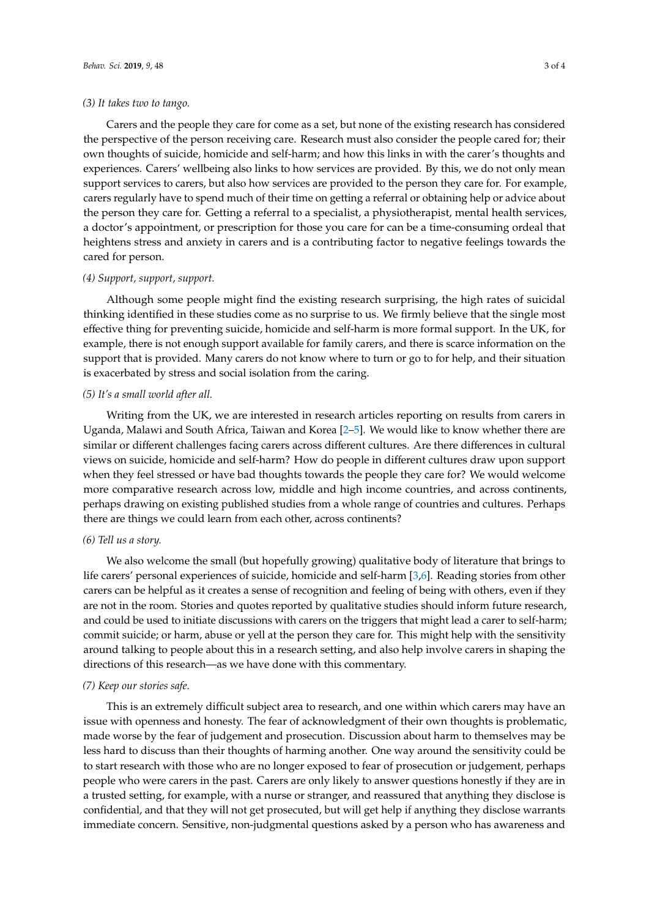*(3) It takes two to tango.*

Carers and the people they care for come as a set, but none of the existing research has considered the perspective of the person receiving care. Research must also consider the people cared for; their own thoughts of suicide, homicide and self-harm; and how this links in with the carer's thoughts and experiences. Carers' wellbeing also links to how services are provided. By this, we do not only mean support services to carers, but also how services are provided to the person they care for. For example, carers regularly have to spend much of their time on getting a referral or obtaining help or advice about the person they care for. Getting a referral to a specialist, a physiotherapist, mental health services, a doctor's appointment, or prescription for those you care for can be a time-consuming ordeal that heightens stress and anxiety in carers and is a contributing factor to negative feelings towards the cared for person.

*(4) Support, support, support.*

Although some people might find the existing research surprising, the high rates of suicidal thinking identified in these studies come as no surprise to us. We firmly believe that the single most effective thing for preventing suicide, homicide and self-harm is more formal support. In the UK, for example, there is not enough support available for family carers, and there is scarce information on the support that is provided. Many carers do not know where to turn or go to for help, and their situation is exacerbated by stress and social isolation from the caring.

*(5) It's a small world after all.*

Writing from the UK, we are interested in research articles reporting on results from carers in Uganda, Malawi and South Africa, Taiwan and Korea [2–5]. We would like to know whether there are similar or different challenges facing carers across different cultures. Are there differences in cultural views on suicide, homicide and self-harm? How do people in different cultures draw upon support when they feel stressed or have bad thoughts towards the people they care for? We would welcome more comparative research across low, middle and high income countries, and across continents, perhaps drawing on existing published studies from a whole range of countries and cultures. Perhaps there are things we could learn from each other, across continents?

*(6) Tell us a story.*

We also welcome the small (but hopefully growing) qualitative body of literature that brings to life carers' personal experiences of suicide, homicide and self-harm [3,6]. Reading stories from other carers can be helpful as it creates a sense of recognition and feeling of being with others, even if they are not in the room. Stories and quotes reported by qualitative studies should inform future research, and could be used to initiate discussions with carers on the triggers that might lead a carer to self-harm; commit suicide; or harm, abuse or yell at the person they care for. This might help with the sensitivity around talking to people about this in a research setting, and also help involve carers in shaping the directions of this research—as we have done with this commentary.

*(7) Keep our stories safe.*

This is an extremely difficult subject area to research, and one within which carers may have an issue with openness and honesty. The fear of acknowledgment of their own thoughts is problematic, made worse by the fear of judgement and prosecution. Discussion about harm to themselves may be less hard to discuss than their thoughts of harming another. One way around the sensitivity could be to start research with those who are no longer exposed to fear of prosecution or judgement, perhaps people who were carers in the past. Carers are only likely to answer questions honestly if they are in a trusted setting, for example, with a nurse or stranger, and reassured that anything they disclose is confidential, and that they will not get prosecuted, but will get help if anything they disclose warrants immediate concern. Sensitive, non-judgmental questions asked by a person who has awareness and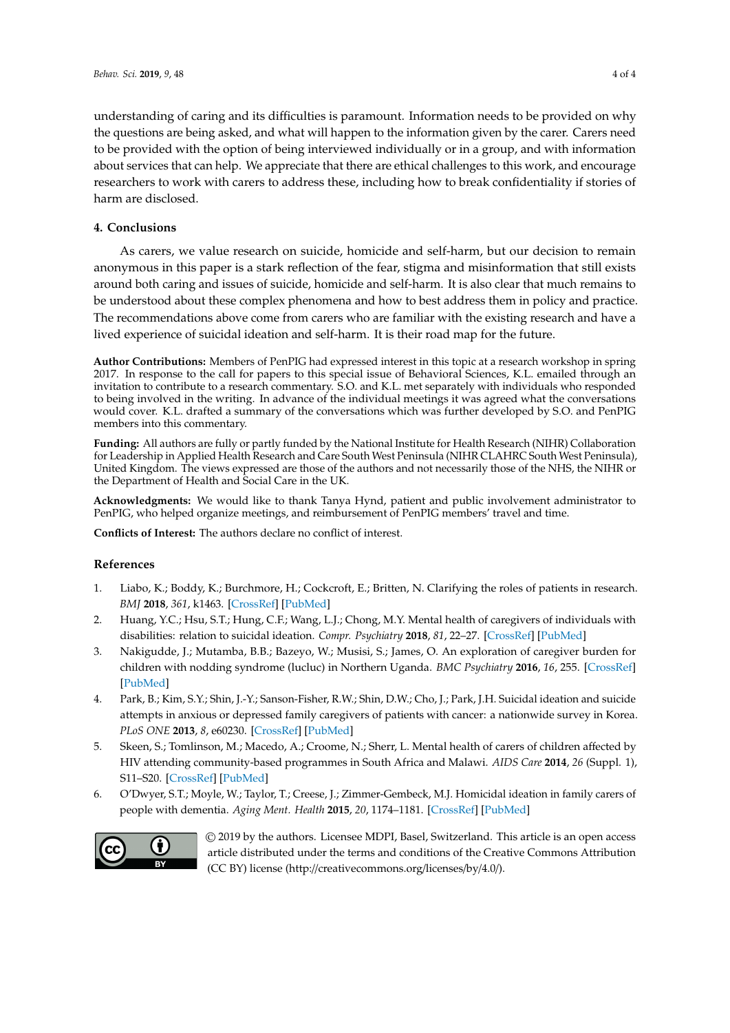understanding of caring and its difficulties is paramount. Information needs to be provided on why the questions are being asked, and what will happen to the information given by the carer. Carers need to be provided with the option of being interviewed individually or in a group, and with information about services that can help. We appreciate that there are ethical challenges to this work, and encourage researchers to work with carers to address these, including how to break confidentiality if stories of harm are disclosed.

## 4. Conclusions

As carers, we value research on suicide, homicide and self-harm, but our decision to remain anonymous in this paper is a stark reflection of the fear, stigma and misinformation that still exists around both caring and issues of suicide, homicide and self-harm. It is also clear that much remains to be understood about these complex phenomena and how to best address them in policy and practice. The recommendations above come from carers who are familiar with the existing research and have a lived experience of suicidal ideation and self-harm. It is their road map for the future.

**Author Contributions:** Members of PenPIG had expressed interest in this topic at a research workshop in spring 2017. In response to the call for papers to this special issue of Behavioral Sciences, K.L. emailed through an invitation to contribute to a research commentary. S.O. and K.L. met separately with individuals who responded to being involved in the writing. In advance of the individual meetings it was agreed what the conversations would cover. K.L. drafted a summary of the conversations which was further developed by S.O. and PenPIG members into this commentary.

**Funding:** All authors are fully or partly funded by the National Institute for Health Research (NIHR) Collaboration for Leadership in Applied Health Research and Care South West Peninsula (NIHR CLAHRC South West Peninsula), United Kingdom. The views expressed are those of the authors and not necessarily those of the NHS, the NIHR or the Department of Health and Social Care in the UK.

**Acknowledgments:** We would like to thank Tanya Hynd, patient and public involvement administrator to PenPIG, who helped organize meetings, and reimbursement of PenPIG members' travel and time.

**Conflicts of Interest:** The authors declare no conflict of interest.

## References

1. Liabo, K.; Boddy, K.; Burchmore, H.; Cockcroft, E.; Britten, N. Clarifying the roles of patients in research. *BMJ* **2018**, *361*, k1463. [CrossRef] [PubMed]
2. Huang, Y.C.; Hsu, S.T.; Hung, C.F.; Wang, L.J.; Chong, M.Y. Mental health of caregivers of individuals with disabilities: relation to suicidal ideation. *Compr. Psychiatry* **2018**, *81*, 22–27. [CrossRef] [PubMed]
3. Nakigudde, J.; Mutamba, B.B.; Bazeyo, W.; Musisi, S.; James, O. An exploration of caregiver burden for children with nodding syndrome (lucluc) in Northern Uganda. *BMC Psychiatry* **2016**, *16*, 255. [CrossRef] [PubMed]
4. Park, B.; Kim, S.Y.; Shin, J.-Y.; Sanson-Fisher, R.W.; Shin, D.W.; Cho, J.; Park, J.H. Suicidal ideation and suicide attempts in anxious or depressed family caregivers of patients with cancer: a nationwide survey in Korea. *PLoS ONE* **2013**, *8*, e60230. [CrossRef] [PubMed]
5. Skeen, S.; Tomlinson, M.; Macedo, A.; Croome, N.; Sherr, L. Mental health of carers of children affected by HIV attending community-based programmes in South Africa and Malawi. *AIDS Care* **2014**, *26* (Suppl. 1), S11–S20. [CrossRef] [PubMed]
6. O'Dwyer, S.T.; Moyle, W.; Taylor, T.; Creese, J.; Zimmer-Gembeck, M.J. Homicidal ideation in family carers of people with dementia. *Aging Ment. Health* **2015**, *20*, 1174–1181. [CrossRef] [PubMed]

© 2019 by the authors. Licensee MDPI, Basel, Switzerland. This article is an open access article distributed under the terms and conditions of the Creative Commons Attribution (CC BY) license (http://creativecommons.org/licenses/by/4.0/).